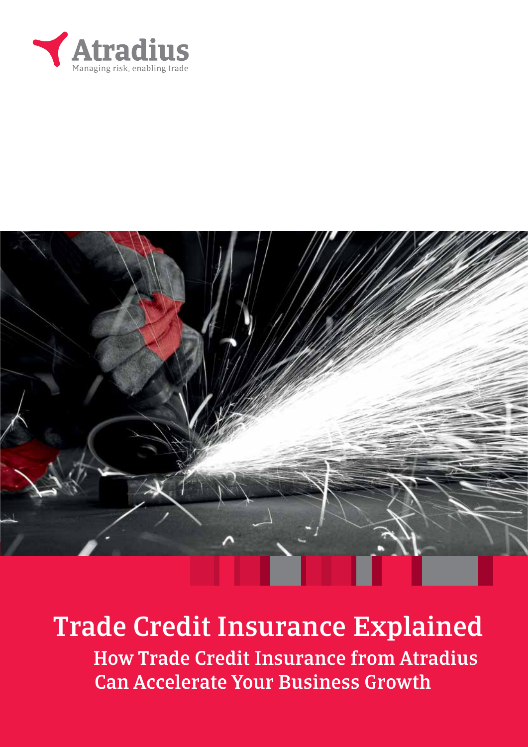Atradius

Managing risk, enabling trade

# Trade Credit Insurance Explained

## How Trade Credit Insurance from Atradius Can Accelerate Your Business Growth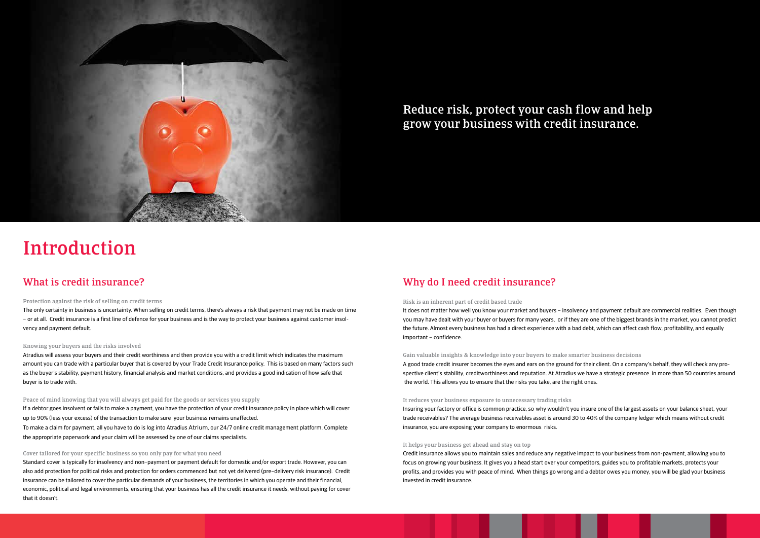Reduce risk, protect your cash flow and help grow your business with credit insurance.

# Introduction

## What is credit insurance?

### Protection against the risk of selling on credit terms

The only certainty in business is uncertainty. When selling on credit terms, there's always a risk that payment may not be made on time – or at all. Credit insurance is a first line of defence for your business and is the way to protect your business against customer insolvency and payment default.

### Knowing your buyers and the risks involved

Atradius will assess your buyers and their credit worthiness and then provide you with a credit limit which indicates the maximum amount you can trade with a particular buyer that is covered by your Trade Credit Insurance policy. This is based on many factors such as the buyer's stability, payment history, financial analysis and market conditions, and provides a good indication of how safe that buyer is to trade with.

### Peace of mind knowing that you will always get paid for the goods or services you supply

If a debtor goes insolvent or fails to make a payment, you have the protection of your credit insurance policy in place which will cover up to 90% (less your excess) of the transaction to make sure your business remains unaffected.

To make a claim for payment, all you have to do is log into Atradius Atrium, our 24/7 online credit management platform. Complete the appropriate paperwork and your claim will be assessed by one of our claims specialists.

### Cover tailored for your specific business so you only pay for what you need

Standard cover is typically for insolvency and non–payment or payment default for domestic and/or export trade. However, you can also add protection for political risks and protection for orders commenced but not yet delivered (pre–delivery risk insurance). Credit insurance can be tailored to cover the particular demands of your business, the territories in which you operate and their financial, economic, political and legal environments, ensuring that your business has all the credit insurance it needs, without paying for cover that it doesn't.

## Why do I need credit insurance?

### Risk is an inherent part of credit based trade

It does not matter how well you know your market and buyers – insolvency and payment default are commercial realities. Even though you may have dealt with your buyer or buyers for many years, or if they are one of the biggest brands in the market, you cannot predict the future. Almost every business has had a direct experience with a bad debt, which can affect cash flow, profitability, and equally important – confidence.

### Gain valuable insights & knowledge into your buyers to make smarter business decisions

A good trade credit insurer becomes the eyes and ears on the ground for their client. On a company's behalf, they will check any prospective client's stability, creditworthiness and reputation. At Atradius we have a strategic presence in more than 50 countries around the world. This allows you to ensure that the risks you take, are the right ones.

### It reduces your business exposure to unnecessary trading risks

Insuring your factory or office is common practice, so why wouldn't you insure one of the largest assets on your balance sheet, your trade receivables? The average business receivables asset is around 30 to 40% of the company ledger which means without credit insurance, you are exposing your company to enormous risks.

### It helps your business get ahead and stay on top

Credit insurance allows you to maintain sales and reduce any negative impact to your business from non-payment, allowing you to focus on growing your business. It gives you a head start over your competitors, guides you to profitable markets, protects your profits, and provides you with peace of mind. When things go wrong and a debtor owes you money, you will be glad your business invested in credit insurance.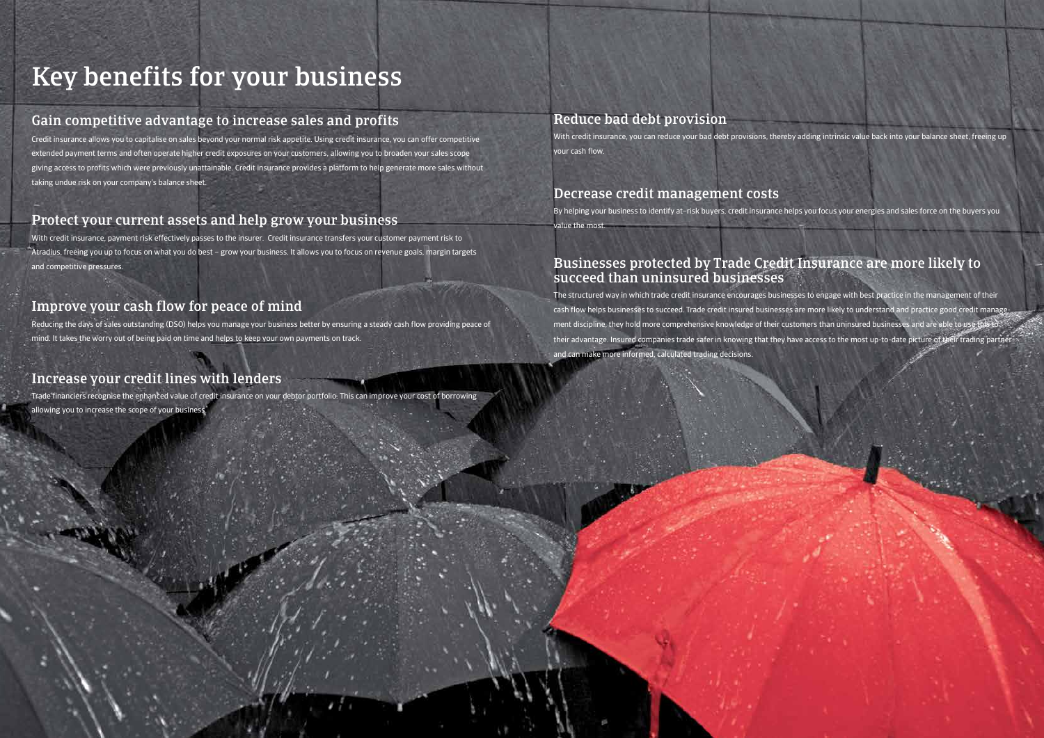# Key benefits for your business

## Gain competitive advantage to increase sales and profits

Credit insurance allows you to capitalise on sales beyond your normal risk appetite. Using credit insurance, you can offer competitive extended payment terms and often operate higher credit exposures on your customers, allowing you to broaden your sales scope giving access to profits which were previously unattainable. Credit insurance provides a platform to help generate more sales without taking undue risk on your company's balance sheet.

## Protect your current assets and help grow your business

With credit insurance, payment risk effectively passes to the insurer. Credit insurance transfers your customer payment risk to Atradius, freeing you up to focus on what you do best – grow your business. It allows you to focus on revenue goals, margin targets and competitive pressures.

## Improve your cash flow for peace of mind

Reducing the days of sales outstanding (DSO) helps you manage your business better by ensuring a steady cash flow providing peace of mind. It takes the worry out of being paid on time and helps to keep your own payments on track.

## Increase your credit lines with lenders

Trade financiers recognise the enhanced value of credit insurance on your debtor portfolio. This can improve your cost of borrowing allowing you to increase the scope of your business.

## Reduce bad debt provision

With credit insurance, you can reduce your bad debt provisions, thereby adding intrinsic value back into your balance sheet, freeing up your cash flow.

## Decrease credit management costs

By helping your business to identify at–risk buyers, credit insurance helps you focus your energies and sales force on the buyers you value the most.

## Businesses protected by Trade Credit Insurance are more likely to succeed than uninsured businesses

The structured way in which trade credit insurance encourages businesses to engage with best practice in the management of their cash flow helps businesses to succeed. Trade credit insured businesses are more likely to understand and practice good credit management discipline, they hold more comprehensive knowledge of their customers than uninsured businesses and are able to use this to their advantage. Insured companies trade safer in knowing that they have access to the most up-to-date picture of their trading partner and can make more informed, calculated trading decisions.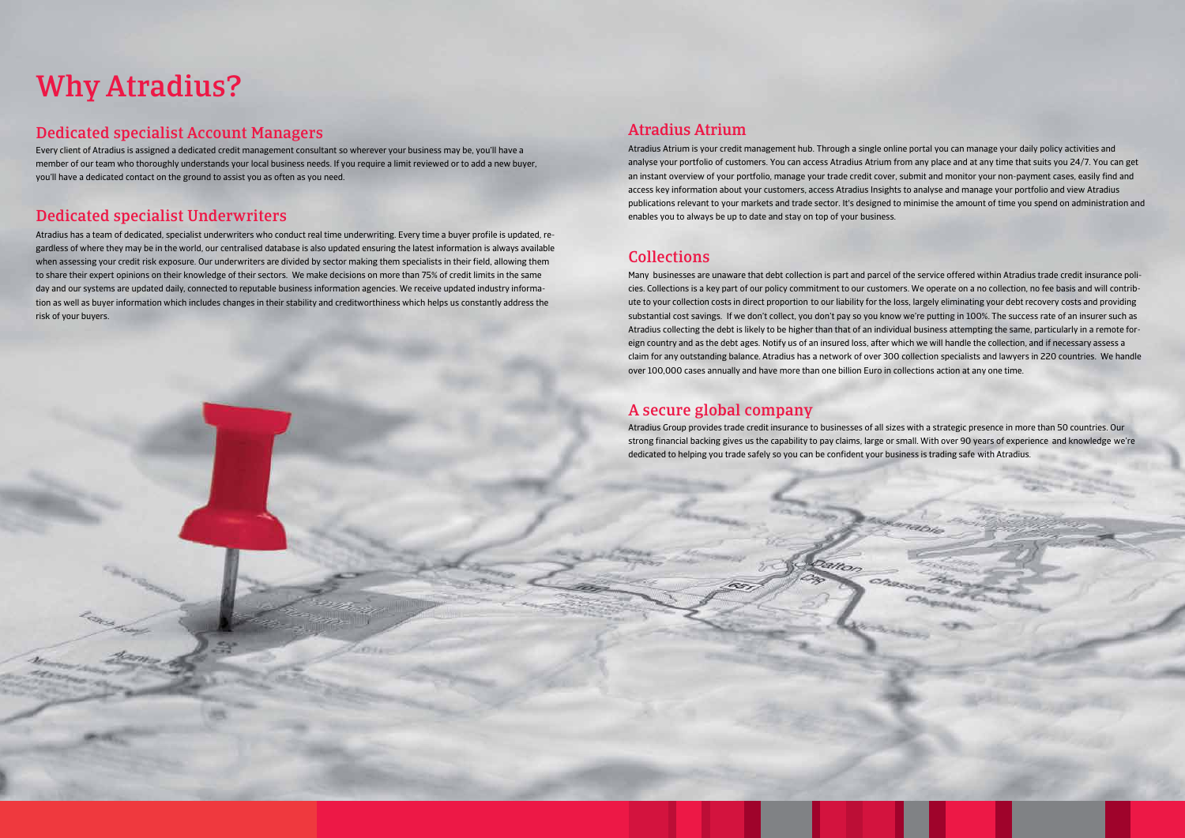# Why Atradius?

## Dedicated specialist Account Managers

Every client of Atradius is assigned a dedicated credit management consultant so wherever your business may be, you'll have a member of our team who thoroughly understands your local business needs. If you require a limit reviewed or to add a new buyer, you'll have a dedicated contact on the ground to assist you as often as you need.

## Dedicated specialist Underwriters

Atradius has a team of dedicated, specialist underwriters who conduct real time underwriting. Every time a buyer profile is updated, regardless of where they may be in the world, our centralised database is also updated ensuring the latest information is always available when assessing your credit risk exposure. Our underwriters are divided by sector making them specialists in their field, allowing them to share their expert opinions on their knowledge of their sectors. We make decisions on more than 75% of credit limits in the same day and our systems are updated daily, connected to reputable business information agencies. We receive updated industry information as well as buyer information which includes changes in their stability and creditworthiness which helps us constantly address the risk of your buyers.

## Atradius Atrium

Atradius Atrium is your credit management hub. Through a single online portal you can manage your daily policy activities and analyse your portfolio of customers. You can access Atradius Atrium from any place and at any time that suits you 24/7. You can get an instant overview of your portfolio, manage your trade credit cover, submit and monitor your non-payment cases, easily find and access key information about your customers, access Atradius Insights to analyse and manage your portfolio and view Atradius publications relevant to your markets and trade sector. It's designed to minimise the amount of time you spend on administration and enables you to always be up to date and stay on top of your business.

## Collections

Many businesses are unaware that debt collection is part and parcel of the service offered within Atradius trade credit insurance policies. Collections is a key part of our policy commitment to our customers. We operate on a no collection, no fee basis and will contribute to your collection costs in direct proportion to our liability for the loss, largely eliminating your debt recovery costs and providing substantial cost savings. If we don't collect, you don't pay so you know we're putting in 100%. The success rate of an insurer such as Atradius collecting the debt is likely to be higher than that of an individual business attempting the same, particularly in a remote foreign country and as the debt ages. Notify us of an insured loss, after which we will handle the collection, and if necessary assess a claim for any outstanding balance. Atradius has a network of over 300 collection specialists and lawyers in 220 countries. We handle over 100,000 cases annually and have more than one billion Euro in collections action at any one time.

## A secure global company

Atradius Group provides trade credit insurance to businesses of all sizes with a strategic presence in more than 50 countries. Our strong financial backing gives us the capability to pay claims, large or small. With over 90 years of experience and knowledge we're dedicated to helping you trade safely so you can be confident your business is trading safe with Atradius.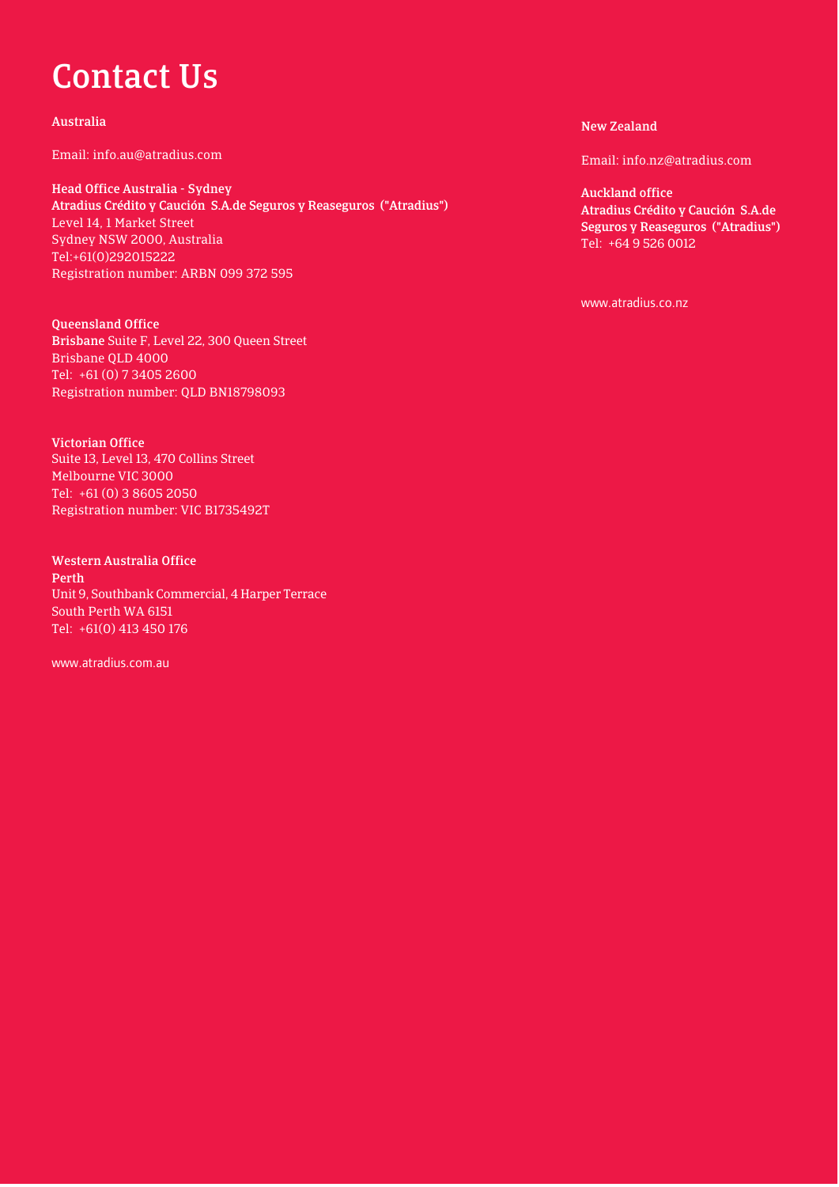# Contact Us

**Australia**

Email: info.au@atradius.com

**Head Office Australia - Sydney**
**Atradius Crédito y Caución S.A.de Seguros y Reaseguros ("Atradius")**
Level 14, 1 Market Street
Sydney NSW 2000, Australia
Tel:+61(0)292015222
Registration number: ARBN 099 372 595

**Queensland Office**
**Brisbane** Suite F, Level 22, 300 Queen Street
Brisbane QLD 4000
Tel: +61 (0) 7 3405 2600
Registration number: QLD BN18798093

**Victorian Office**
Suite 13, Level 13, 470 Collins Street
Melbourne VIC 3000
Tel: +61 (0) 3 8605 2050
Registration number: VIC B1735492T

**Western Australia Office**
**Perth**
Unit 9, Southbank Commercial, 4 Harper Terrace
South Perth WA 6151
Tel: +61(0) 413 450 176

www.atradius.com.au

**New Zealand**

Email: info.nz@atradius.com

**Auckland office**
**Atradius Crédito y Caución S.A.de Seguros y Reaseguros ("Atradius")**
Tel: +64 9 526 0012

www.atradius.co.nz